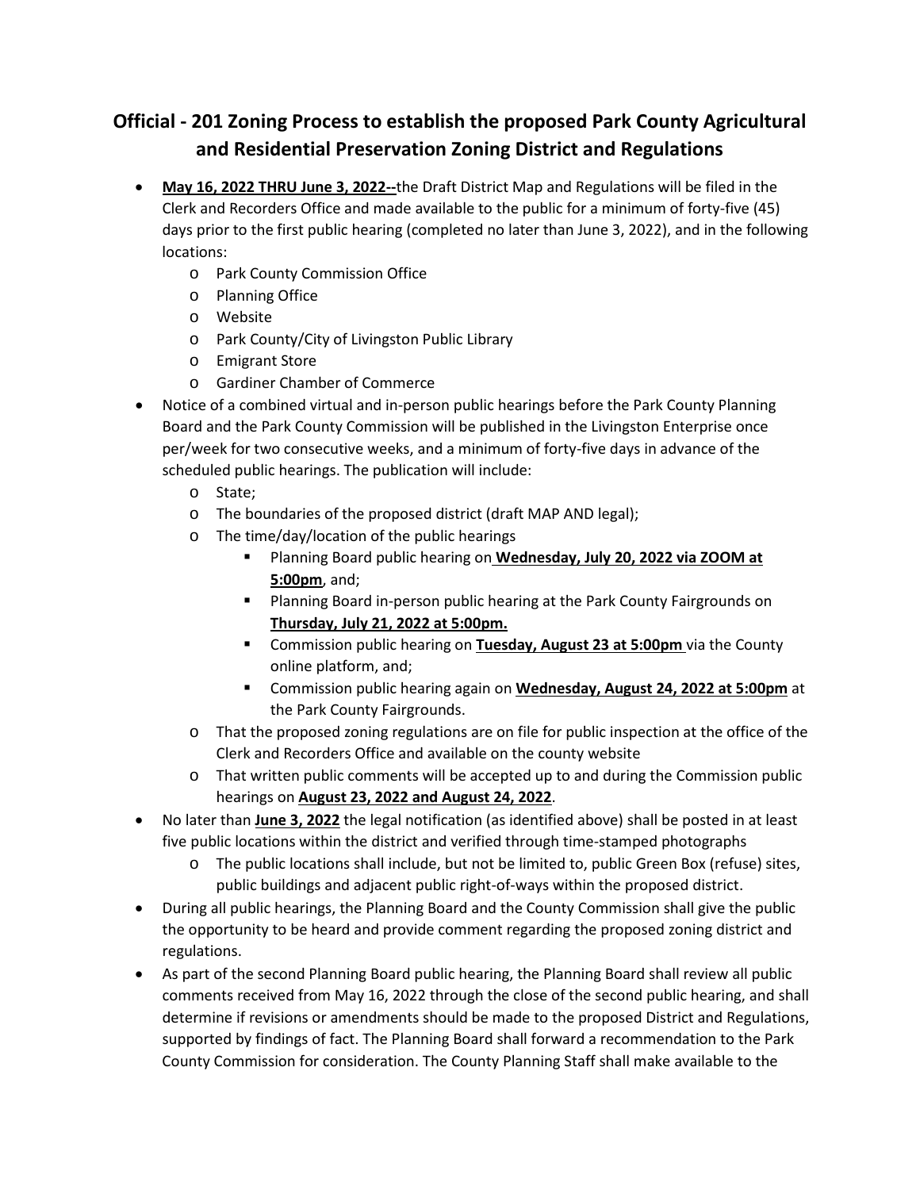# Official - 201 Zoning Process to establish the proposed Park County Agricultural and Residential Preservation Zoning District and Regulations

- **May 16, 2022 THRU June 3, 2022--**the Draft District Map and Regulations will be filed in the Clerk and Recorders Office and made available to the public for a minimum of forty-five (45) days prior to the first public hearing (completed no later than June 3, 2022), and in the following locations:
  - Park County Commission Office
  - Planning Office
  - Website
  - Park County/City of Livingston Public Library
  - Emigrant Store
  - Gardiner Chamber of Commerce
- Notice of a combined virtual and in-person public hearings before the Park County Planning Board and the Park County Commission will be published in the Livingston Enterprise once per/week for two consecutive weeks, and a minimum of forty-five days in advance of the scheduled public hearings. The publication will include:
  - State;
  - The boundaries of the proposed district (draft MAP AND legal);
  - The time/day/location of the public hearings
    - Planning Board public hearing on **Wednesday, July 20, 2022 via ZOOM at 5:00pm**, and;
    - Planning Board in-person public hearing at the Park County Fairgrounds on **Thursday, July 21, 2022 at 5:00pm.**
    - Commission public hearing on **Tuesday, August 23 at 5:00pm** via the County online platform, and;
    - Commission public hearing again on **Wednesday, August 24, 2022 at 5:00pm** at the Park County Fairgrounds.
  - That the proposed zoning regulations are on file for public inspection at the office of the Clerk and Recorders Office and available on the county website
  - That written public comments will be accepted up to and during the Commission public hearings on **August 23, 2022 and August 24, 2022**.
- No later than **June 3, 2022** the legal notification (as identified above) shall be posted in at least five public locations within the district and verified through time-stamped photographs
  - The public locations shall include, but not be limited to, public Green Box (refuse) sites, public buildings and adjacent public right-of-ways within the proposed district.
- During all public hearings, the Planning Board and the County Commission shall give the public the opportunity to be heard and provide comment regarding the proposed zoning district and regulations.
- As part of the second Planning Board public hearing, the Planning Board shall review all public comments received from May 16, 2022 through the close of the second public hearing, and shall determine if revisions or amendments should be made to the proposed District and Regulations, supported by findings of fact. The Planning Board shall forward a recommendation to the Park County Commission for consideration. The County Planning Staff shall make available to the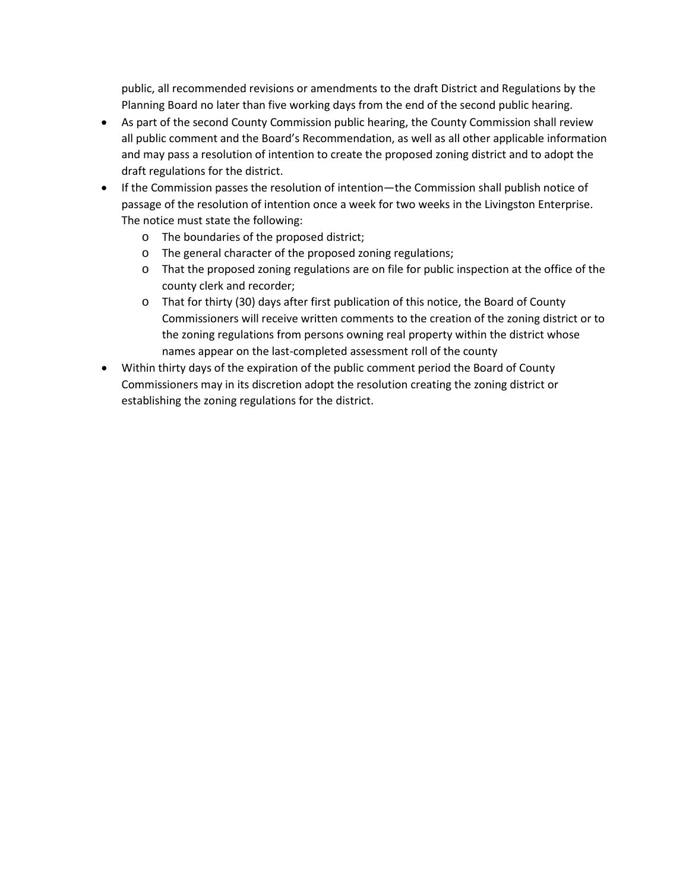public, all recommended revisions or amendments to the draft District and Regulations by the Planning Board no later than five working days from the end of the second public hearing.

- As part of the second County Commission public hearing, the County Commission shall review all public comment and the Board's Recommendation, as well as all other applicable information and may pass a resolution of intention to create the proposed zoning district and to adopt the draft regulations for the district.
- If the Commission passes the resolution of intention—the Commission shall publish notice of passage of the resolution of intention once a week for two weeks in the Livingston Enterprise. The notice must state the following:
  - The boundaries of the proposed district;
  - The general character of the proposed zoning regulations;
  - That the proposed zoning regulations are on file for public inspection at the office of the county clerk and recorder;
  - That for thirty (30) days after first publication of this notice, the Board of County Commissioners will receive written comments to the creation of the zoning district or to the zoning regulations from persons owning real property within the district whose names appear on the last-completed assessment roll of the county
- Within thirty days of the expiration of the public comment period the Board of County Commissioners may in its discretion adopt the resolution creating the zoning district or establishing the zoning regulations for the district.